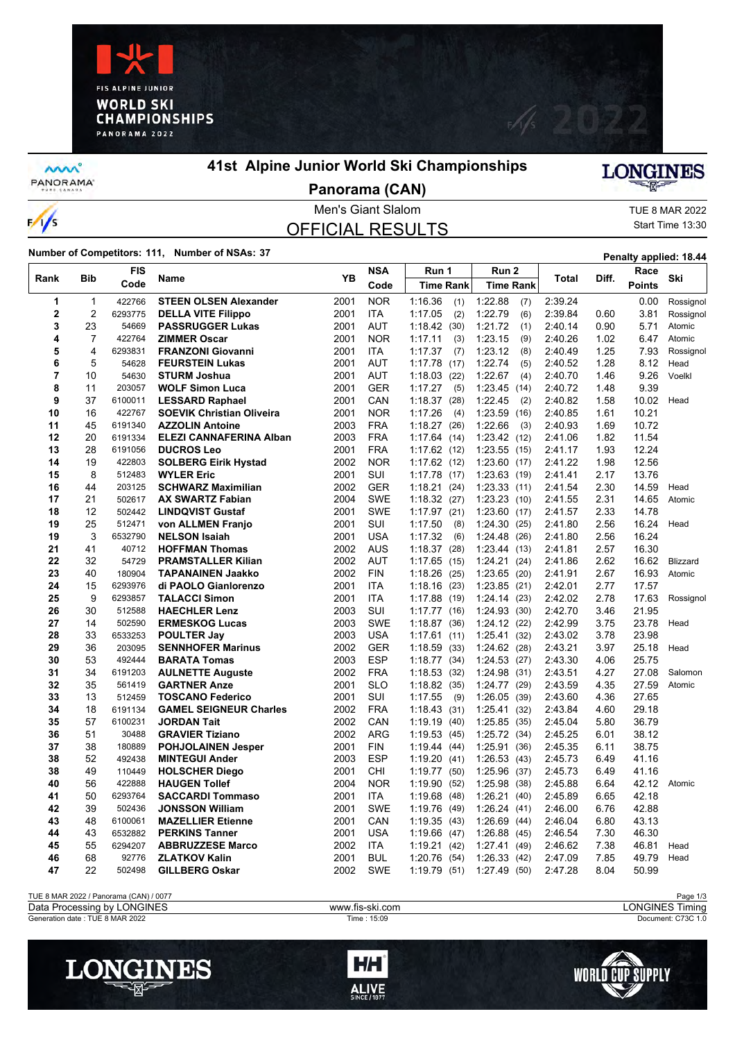# 41st Alpine Junior World Ski Championships

## Panorama (CAN)

Men's Giant Slalom

TUE 8 MAR 2022

Start Time 13:30

## OFFICIAL RESULTS

**Number of Competitors: 111, Number of NSAs: 37**

**Penalty applied: 18.44**

| Rank | Bib | FIS Code | Name | YB | NSA Code | Run 1 Time | Run 1 Rank | Run 2 Time | Run 2 Rank | Total | Diff. | Race Points | Ski |
|---|---|---|---|---|---|---|---|---|---|---|---|---|---|
| 1 | 1 | 422766 | **STEEN OLSEN Alexander** | 2001 | NOR | 1:16.36 | (1) | 1:22.88 | (7) | 2:39.24 | | 0.00 | Rossignol |
| 2 | 2 | 6293775 | **DELLA VITE Filippo** | 2001 | ITA | 1:17.05 | (2) | 1:22.79 | (6) | 2:39.84 | 0.60 | 3.81 | Rossignol |
| 3 | 23 | 54669 | **PASSRUGGER Lukas** | 2001 | AUT | 1:18.42 | (30) | 1:21.72 | (1) | 2:40.14 | 0.90 | 5.71 | Atomic |
| 4 | 7 | 422764 | **ZIMMER Oscar** | 2001 | NOR | 1:17.11 | (3) | 1:23.15 | (9) | 2:40.26 | 1.02 | 6.47 | Atomic |
| 5 | 4 | 6293831 | **FRANZONI Giovanni** | 2001 | ITA | 1:17.37 | (7) | 1:23.12 | (8) | 2:40.49 | 1.25 | 7.93 | Rossignol |
| 6 | 5 | 54628 | **FEURSTEIN Lukas** | 2001 | AUT | 1:17.78 | (17) | 1:22.74 | (5) | 2:40.52 | 1.28 | 8.12 | Head |
| 7 | 10 | 54630 | **STURM Joshua** | 2001 | AUT | 1:18.03 | (22) | 1:22.67 | (4) | 2:40.70 | 1.46 | 9.26 | Voelkl |
| 8 | 11 | 203057 | **WOLF Simon Luca** | 2001 | GER | 1:17.27 | (5) | 1:23.45 | (14) | 2:40.72 | 1.48 | 9.39 | |
| 9 | 37 | 6100011 | **LESSARD Raphael** | 2001 | CAN | 1:18.37 | (28) | 1:22.45 | (2) | 2:40.82 | 1.58 | 10.02 | Head |
| 10 | 16 | 422767 | **SOEVIK Christian Oliveira** | 2001 | NOR | 1:17.26 | (4) | 1:23.59 | (16) | 2:40.85 | 1.61 | 10.21 | |
| 11 | 45 | 6191340 | **AZZOLIN Antoine** | 2003 | FRA | 1:18.27 | (26) | 1:22.66 | (3) | 2:40.93 | 1.69 | 10.72 | |
| 12 | 20 | 6191334 | **ELEZI CANNAFERINA Alban** | 2003 | FRA | 1:17.64 | (14) | 1:23.42 | (12) | 2:41.06 | 1.82 | 11.54 | |
| 13 | 28 | 6191056 | **DUCROS Leo** | 2001 | FRA | 1:17.62 | (12) | 1:23.55 | (15) | 2:41.17 | 1.93 | 12.24 | |
| 14 | 19 | 422803 | **SOLBERG Eirik Hystad** | 2002 | NOR | 1:17.62 | (12) | 1:23.60 | (17) | 2:41.22 | 1.98 | 12.56 | |
| 15 | 8 | 512483 | **WYLER Eric** | 2001 | SUI | 1:17.78 | (17) | 1:23.63 | (19) | 2:41.41 | 2.17 | 13.76 | |
| 16 | 44 | 203125 | **SCHWARZ Maximilian** | 2002 | GER | 1:18.21 | (24) | 1:23.33 | (11) | 2:41.54 | 2.30 | 14.59 | Head |
| 17 | 21 | 502617 | **AX SWARTZ Fabian** | 2004 | SWE | 1:18.32 | (27) | 1:23.23 | (10) | 2:41.55 | 2.31 | 14.65 | Atomic |
| 18 | 12 | 502442 | **LINDQVIST Gustaf** | 2001 | SWE | 1:17.97 | (21) | 1:23.60 | (17) | 2:41.57 | 2.33 | 14.78 | |
| 19 | 25 | 512471 | **von ALLMEN Franjo** | 2001 | SUI | 1:17.50 | (8) | 1:24.30 | (25) | 2:41.80 | 2.56 | 16.24 | Head |
| 19 | 3 | 6532790 | **NELSON Isaiah** | 2001 | USA | 1:17.32 | (6) | 1:24.48 | (26) | 2:41.80 | 2.56 | 16.24 | |
| 21 | 41 | 40712 | **HOFFMAN Thomas** | 2002 | AUS | 1:18.37 | (28) | 1:23.44 | (13) | 2:41.81 | 2.57 | 16.30 | |
| 22 | 32 | 54729 | **PRAMSTALLER Kilian** | 2002 | AUT | 1:17.65 | (15) | 1:24.21 | (24) | 2:41.86 | 2.62 | 16.62 | Blizzard |
| 23 | 40 | 180904 | **TAPANAINEN Jaakko** | 2002 | FIN | 1:18.26 | (25) | 1:23.65 | (20) | 2:41.91 | 2.67 | 16.93 | Atomic |
| 24 | 15 | 6293976 | **di PAOLO Gianlorenzo** | 2001 | ITA | 1:18.16 | (23) | 1:23.85 | (21) | 2:42.01 | 2.77 | 17.57 | |
| 25 | 9 | 6293857 | **TALACCI Simon** | 2001 | ITA | 1:17.88 | (19) | 1:24.14 | (23) | 2:42.02 | 2.78 | 17.63 | Rossignol |
| 26 | 30 | 512588 | **HAECHLER Lenz** | 2003 | SUI | 1:17.77 | (16) | 1:24.93 | (30) | 2:42.70 | 3.46 | 21.95 | |
| 27 | 14 | 502590 | **ERMESKOG Lucas** | 2003 | SWE | 1:18.87 | (36) | 1:24.12 | (22) | 2:42.99 | 3.75 | 23.78 | Head |
| 28 | 33 | 6533253 | **POULTER Jay** | 2003 | USA | 1:17.61 | (11) | 1:25.41 | (32) | 2:43.02 | 3.78 | 23.98 | |
| 29 | 36 | 203095 | **SENNHOFER Marinus** | 2002 | GER | 1:18.59 | (33) | 1:24.62 | (28) | 2:43.21 | 3.97 | 25.18 | Head |
| 30 | 53 | 492444 | **BARATA Tomas** | 2003 | ESP | 1:18.77 | (34) | 1:24.53 | (27) | 2:43.30 | 4.06 | 25.75 | |
| 31 | 34 | 6191203 | **AULNETTE Auguste** | 2002 | FRA | 1:18.53 | (32) | 1:24.98 | (31) | 2:43.51 | 4.27 | 27.08 | Salomon |
| 32 | 35 | 561419 | **GARTNER Anze** | 2001 | SLO | 1:18.82 | (35) | 1:24.77 | (29) | 2:43.59 | 4.35 | 27.59 | Atomic |
| 33 | 13 | 512459 | **TOSCANO Federico** | 2001 | SUI | 1:17.55 | (9) | 1:26.05 | (39) | 2:43.60 | 4.36 | 27.65 | |
| 34 | 18 | 6191134 | **GAMEL SEIGNEUR Charles** | 2002 | FRA | 1:18.43 | (31) | 1:25.41 | (32) | 2:43.84 | 4.60 | 29.18 | |
| 35 | 57 | 6100231 | **JORDAN Tait** | 2002 | CAN | 1:19.19 | (40) | 1:25.85 | (35) | 2:45.04 | 5.80 | 36.79 | |
| 36 | 51 | 30488 | **GRAVIER Tiziano** | 2002 | ARG | 1:19.53 | (45) | 1:25.72 | (34) | 2:45.25 | 6.01 | 38.12 | |
| 37 | 38 | 180889 | **POHJOLAINEN Jesper** | 2001 | FIN | 1:19.44 | (44) | 1:25.91 | (36) | 2:45.35 | 6.11 | 38.75 | |
| 38 | 52 | 492438 | **MINTEGUI Ander** | 2003 | ESP | 1:19.20 | (41) | 1:26.53 | (43) | 2:45.73 | 6.49 | 41.16 | |
| 38 | 49 | 110449 | **HOLSCHER Diego** | 2001 | CHI | 1:19.77 | (50) | 1:25.96 | (37) | 2:45.73 | 6.49 | 41.16 | |
| 40 | 56 | 422888 | **HAUGEN Tollef** | 2004 | NOR | 1:19.90 | (52) | 1:25.98 | (38) | 2:45.88 | 6.64 | 42.12 | Atomic |
| 41 | 50 | 6293764 | **SACCARDI Tommaso** | 2001 | ITA | 1:19.68 | (48) | 1:26.21 | (40) | 2:45.89 | 6.65 | 42.18 | |
| 42 | 39 | 502436 | **JONSSON William** | 2001 | SWE | 1:19.76 | (49) | 1:26.24 | (41) | 2:46.00 | 6.76 | 42.88 | |
| 43 | 48 | 6100061 | **MAZELLIER Etienne** | 2001 | CAN | 1:19.35 | (43) | 1:26.69 | (44) | 2:46.04 | 6.80 | 43.13 | |
| 44 | 43 | 6532882 | **PERKINS Tanner** | 2001 | USA | 1:19.66 | (47) | 1:26.88 | (45) | 2:46.54 | 7.30 | 46.30 | |
| 45 | 55 | 6294207 | **ABBRUZZESE Marco** | 2002 | ITA | 1:19.21 | (42) | 1:27.41 | (49) | 2:46.62 | 7.38 | 46.81 | Head |
| 46 | 68 | 92776 | **ZLATKOV Kalin** | 2001 | BUL | 1:20.76 | (54) | 1:26.33 | (42) | 2:47.09 | 7.85 | 49.79 | Head |
| 47 | 22 | 502498 | **GILLBERG Oskar** | 2002 | SWE | 1:19.79 | (51) | 1:27.49 | (50) | 2:47.28 | 8.04 | 50.99 | |

TUE 8 MAR 2022 / Panorama (CAN) / 0077

Data Processing by LONGINES — www.fis-ski.com — LONGINES Timing

Generation date : TUE 8 MAR 2022 — Time : 15:09 — Document: C73C 1.0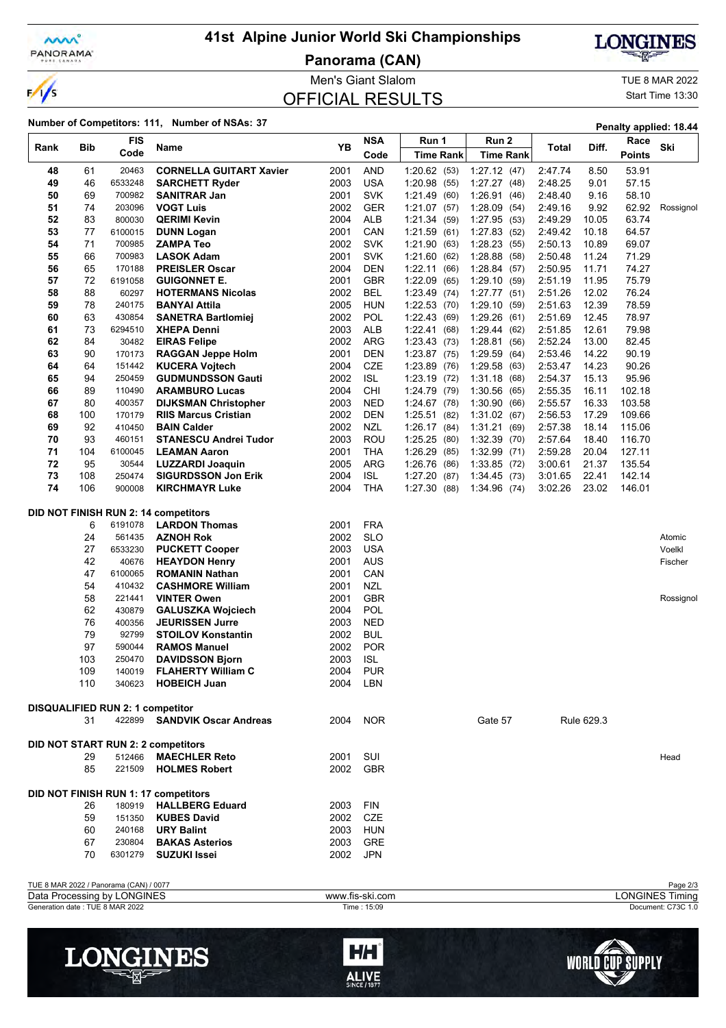# 41st Alpine Junior World Ski Championships

**Panorama (CAN)**

Men's Giant Slalom — TUE 8 MAR 2022

OFFICIAL RESULTS — Start Time 13:30

**Number of Competitors: 111, Number of NSAs: 37** — Penalty applied: 18.44

| Rank | Bib | FIS Code | Name | YB | NSA Code | Run 1 Time | Run 1 Rank | Run 2 Time | Run 2 Rank | Total | Diff. | Race Points | Ski |
|---|---|---|---|---|---|---|---|---|---|---|---|---|---|
| 48 | 61 | 20463 | **CORNELLA GUITART Xavier** | 2001 | AND | 1:20.62 | (53) | 1:27.12 | (47) | 2:47.74 | 8.50 | 53.91 | |
| 49 | 46 | 6533248 | **SARCHETT Ryder** | 2003 | USA | 1:20.98 | (55) | 1:27.27 | (48) | 2:48.25 | 9.01 | 57.15 | |
| 50 | 69 | 700982 | **SANITRAR Jan** | 2001 | SVK | 1:21.49 | (60) | 1:26.91 | (46) | 2:48.40 | 9.16 | 58.10 | |
| 51 | 74 | 203096 | **VOGT Luis** | 2002 | GER | 1:21.07 | (57) | 1:28.09 | (54) | 2:49.16 | 9.92 | 62.92 | Rossignol |
| 52 | 83 | 800030 | **QERIMI Kevin** | 2004 | ALB | 1:21.34 | (59) | 1:27.95 | (53) | 2:49.29 | 10.05 | 63.74 | |
| 53 | 77 | 6100015 | **DUNN Logan** | 2001 | CAN | 1:21.59 | (61) | 1:27.83 | (52) | 2:49.42 | 10.18 | 64.57 | |
| 54 | 71 | 700985 | **ZAMPA Teo** | 2002 | SVK | 1:21.90 | (63) | 1:28.23 | (55) | 2:50.13 | 10.89 | 69.07 | |
| 55 | 66 | 700983 | **LASOK Adam** | 2001 | SVK | 1:21.60 | (62) | 1:28.88 | (58) | 2:50.48 | 11.24 | 71.29 | |
| 56 | 65 | 170188 | **PREISLER Oscar** | 2004 | DEN | 1:22.11 | (66) | 1:28.84 | (57) | 2:50.95 | 11.71 | 74.27 | |
| 57 | 72 | 6191058 | **GUIGONNET E.** | 2001 | GBR | 1:22.09 | (65) | 1:29.10 | (59) | 2:51.19 | 11.95 | 75.79 | |
| 58 | 88 | 60297 | **HOTERMANS Nicolas** | 2002 | BEL | 1:23.49 | (74) | 1:27.77 | (51) | 2:51.26 | 12.02 | 76.24 | |
| 59 | 78 | 240175 | **BANYAI Attila** | 2005 | HUN | 1:22.53 | (70) | 1:29.10 | (59) | 2:51.63 | 12.39 | 78.59 | |
| 60 | 63 | 430854 | **SANETRA Bartlomiej** | 2002 | POL | 1:22.43 | (69) | 1:29.26 | (61) | 2:51.69 | 12.45 | 78.97 | |
| 61 | 73 | 6294510 | **XHEPA Denni** | 2003 | ALB | 1:22.41 | (68) | 1:29.44 | (62) | 2:51.85 | 12.61 | 79.98 | |
| 62 | 84 | 30482 | **EIRAS Felipe** | 2002 | ARG | 1:23.43 | (73) | 1:28.81 | (56) | 2:52.24 | 13.00 | 82.45 | |
| 63 | 90 | 170173 | **RAGGAN Jeppe Holm** | 2001 | DEN | 1:23.87 | (75) | 1:29.59 | (64) | 2:53.46 | 14.22 | 90.19 | |
| 64 | 64 | 151442 | **KUCERA Vojtech** | 2004 | CZE | 1:23.89 | (76) | 1:29.58 | (63) | 2:53.47 | 14.23 | 90.26 | |
| 65 | 94 | 250459 | **GUDMUNDSSON Gauti** | 2002 | ISL | 1:23.19 | (72) | 1:31.18 | (68) | 2:54.37 | 15.13 | 95.96 | |
| 66 | 89 | 110490 | **ARAMBURO Lucas** | 2004 | CHI | 1:24.79 | (79) | 1:30.56 | (65) | 2:55.35 | 16.11 | 102.18 | |
| 67 | 80 | 400357 | **DIJKSMAN Christopher** | 2003 | NED | 1:24.67 | (78) | 1:30.90 | (66) | 2:55.57 | 16.33 | 103.58 | |
| 68 | 100 | 170179 | **RIIS Marcus Cristian** | 2002 | DEN | 1:25.51 | (82) | 1:31.02 | (67) | 2:56.53 | 17.29 | 109.66 | |
| 69 | 92 | 410450 | **BAIN Calder** | 2002 | NZL | 1:26.17 | (84) | 1:31.21 | (69) | 2:57.38 | 18.14 | 115.06 | |
| 70 | 93 | 460151 | **STANESCU Andrei Tudor** | 2003 | ROU | 1:25.25 | (80) | 1:32.39 | (70) | 2:57.64 | 18.40 | 116.70 | |
| 71 | 104 | 6100045 | **LEAMAN Aaron** | 2001 | THA | 1:26.29 | (85) | 1:32.99 | (71) | 2:59.28 | 20.04 | 127.11 | |
| 72 | 95 | 30544 | **LUZZARDI Joaquin** | 2005 | ARG | 1:26.76 | (86) | 1:33.85 | (72) | 3:00.61 | 21.37 | 135.54 | |
| 73 | 108 | 250474 | **SIGURDSSON Jon Erik** | 2004 | ISL | 1:27.20 | (87) | 1:34.45 | (73) | 3:01.65 | 22.41 | 142.14 | |
| 74 | 106 | 900008 | **KIRCHMAYR Luke** | 2004 | THA | 1:27.30 | (88) | 1:34.96 | (74) | 3:02.26 | 23.02 | 146.01 | |

**DID NOT FINISH RUN 2: 14 competitors**

| Bib | FIS Code | Name | YB | NSA Code | Ski |
|---|---|---|---|---|---|
| 6 | 6191078 | **LARDON Thomas** | 2001 | FRA | |
| 24 | 561435 | **AZNOH Rok** | 2002 | SLO | Atomic |
| 27 | 6533230 | **PUCKETT Cooper** | 2003 | USA | Voelkl |
| 42 | 40676 | **HEAYDON Henry** | 2001 | AUS | Fischer |
| 47 | 6100065 | **ROMANIN Nathan** | 2001 | CAN | |
| 54 | 410432 | **CASHMORE William** | 2001 | NZL | |
| 58 | 221441 | **VINTER Owen** | 2001 | GBR | Rossignol |
| 62 | 430879 | **GALUSZKA Wojciech** | 2004 | POL | |
| 76 | 400356 | **JEURISSEN Jurre** | 2003 | NED | |
| 79 | 92799 | **STOILOV Konstantin** | 2002 | BUL | |
| 97 | 590044 | **RAMOS Manuel** | 2002 | POR | |
| 103 | 250470 | **DAVIDSSON Bjorn** | 2003 | ISL | |
| 109 | 140019 | **FLAHERTY William C** | 2004 | PUR | |
| 110 | 340623 | **HOBEICH Juan** | 2004 | LBN | |

**DISQUALIFIED RUN 2: 1 competitor**

| Bib | FIS Code | Name | YB | NSA Code | Gate | Rule |
|---|---|---|---|---|---|---|
| 31 | 422899 | **SANDVIK Oscar Andreas** | 2004 | NOR | Gate 57 | Rule 629.3 |

**DID NOT START RUN 2: 2 competitors**

| Bib | FIS Code | Name | YB | NSA Code | Ski |
|---|---|---|---|---|---|
| 29 | 512466 | **MAECHLER Reto** | 2001 | SUI | Head |
| 85 | 221509 | **HOLMES Robert** | 2002 | GBR | |

**DID NOT FINISH RUN 1: 17 competitors**

| Bib | FIS Code | Name | YB | NSA Code |
|---|---|---|---|---|
| 26 | 180919 | **HALLBERG Eduard** | 2003 | FIN |
| 59 | 151350 | **KUBES David** | 2002 | CZE |
| 60 | 240168 | **URY Balint** | 2003 | HUN |
| 67 | 230804 | **BAKAS Asterios** | 2003 | GRE |
| 70 | 6301279 | **SUZUKI Issei** | 2002 | JPN |

TUE 8 MAR 2022 / Panorama (CAN) / 0077

Data Processing by LONGINES — www.fis-ski.com — LONGINES Timing

Generation date : TUE 8 MAR 2022 — Time : 15:09 — Document: C73C 1.0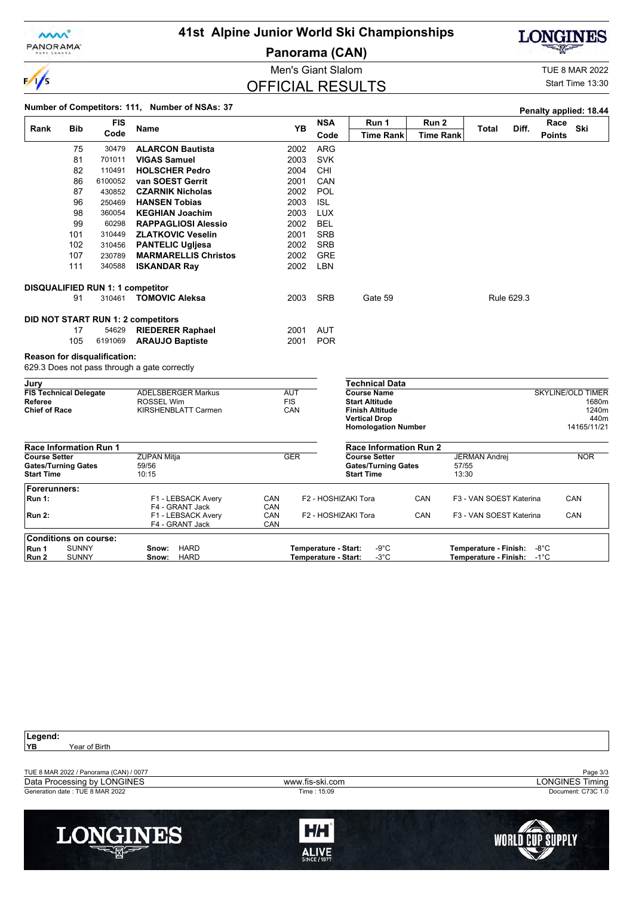# 41st Alpine Junior World Ski Championships

## Panorama (CAN)

Men's Giant Slalom

TUE 8 MAR 2022

Start Time 13:30

## OFFICIAL RESULTS

**Number of Competitors: 111, Number of NSAs: 37**

**Penalty applied: 18.44**

| Rank | Bib | FIS Code | Name | YB | NSA Code | Run 1 Time Rank | Run 2 Time Rank | Total | Diff. | Race Points | Ski |
|---|---|---|---|---|---|---|---|---|---|---|---|
| | 75 | 30479 | **ALARCON Bautista** | 2002 | ARG | | | | | | |
| | 81 | 701011 | **VIGAS Samuel** | 2003 | SVK | | | | | | |
| | 82 | 110491 | **HOLSCHER Pedro** | 2004 | CHI | | | | | | |
| | 86 | 6100052 | **van SOEST Gerrit** | 2001 | CAN | | | | | | |
| | 87 | 430852 | **CZARNIK Nicholas** | 2002 | POL | | | | | | |
| | 96 | 250469 | **HANSEN Tobias** | 2003 | ISL | | | | | | |
| | 98 | 360054 | **KEGHIAN Joachim** | 2003 | LUX | | | | | | |
| | 99 | 60298 | **RAPPAGLIOSI Alessio** | 2002 | BEL | | | | | | |
| | 101 | 310449 | **ZLATKOVIC Veselin** | 2001 | SRB | | | | | | |
| | 102 | 310456 | **PANTELIC Ugljesa** | 2002 | SRB | | | | | | |
| | 107 | 230789 | **MARMARELLIS Christos** | 2002 | GRE | | | | | | |
| | 111 | 340588 | **ISKANDAR Ray** | 2002 | LBN | | | | | | |
| **DISQUALIFIED RUN 1: 1 competitor** | | | | | | | | | | | |
| | 91 | 310461 | **TOMOVIC Aleksa** | 2003 | SRB | Gate 59 | | | Rule 629.3 | | |
| **DID NOT START RUN 1: 2 competitors** | | | | | | | | | | | |
| | 17 | 54629 | **RIEDERER Raphael** | 2001 | AUT | | | | | | |
| | 105 | 6191069 | **ARAUJO Baptiste** | 2001 | POR | | | | | | |

**Reason for disqualification:**
629.3 Does not pass through a gate correctly

| Jury | | |
|---|---|---|
| **FIS Technical Delegate** | ADELSBERGER Markus | AUT |
| **Referee** | ROSSEL Wim | FIS |
| **Chief of Race** | KIRSHENBLATT Carmen | CAN |

| Technical Data | |
|---|---|
| **Course Name** | SKYLINE/OLD TIMER |
| **Start Altitude** | 1680m |
| **Finish Altitude** | 1240m |
| **Vertical Drop** | 440m |
| **Homologation Number** | 14165/11/21 |

| Race Information Run 1 | | |
|---|---|---|
| **Course Setter** | ZUPAN Mitja | GER |
| **Gates/Turning Gates** | 59/56 | |
| **Start Time** | 10:15 | |

| Race Information Run 2 | | |
|---|---|---|
| **Course Setter** | JERMAN Andrej | NOR |
| **Gates/Turning Gates** | 57/55 | |
| **Start Time** | 13:30 | |

**Forerunners:**

| | | | | | | |
|---|---|---|---|---|---|---|
| **Run 1:** | F1 - LEBSACK Avery | CAN | F2 - HOSHIZAKI Tora | CAN | F3 - VAN SOEST Katerina | CAN |
| | F4 - GRANT Jack | CAN | | | | |
| **Run 2:** | F1 - LEBSACK Avery | CAN | F2 - HOSHIZAKI Tora | CAN | F3 - VAN SOEST Katerina | CAN |
| | F4 - GRANT Jack | CAN | | | | |

**Conditions on course:**

| | | | | |
|---|---|---|---|---|
| **Run 1** | SUNNY | **Snow:** HARD | **Temperature - Start:** -9°C | **Temperature - Finish:** -8°C |
| **Run 2** | SUNNY | **Snow:** HARD | **Temperature - Start:** -3°C | **Temperature - Finish:** -1°C |

**Legend:**
**YB** Year of Birth

TUE 8 MAR 2022 / Panorama (CAN) / 0077
Data Processing by LONGINES — www.fis-ski.com — LONGINES Timing
Generation date : TUE 8 MAR 2022 — Time : 15:09 — Document: C73C 1.0